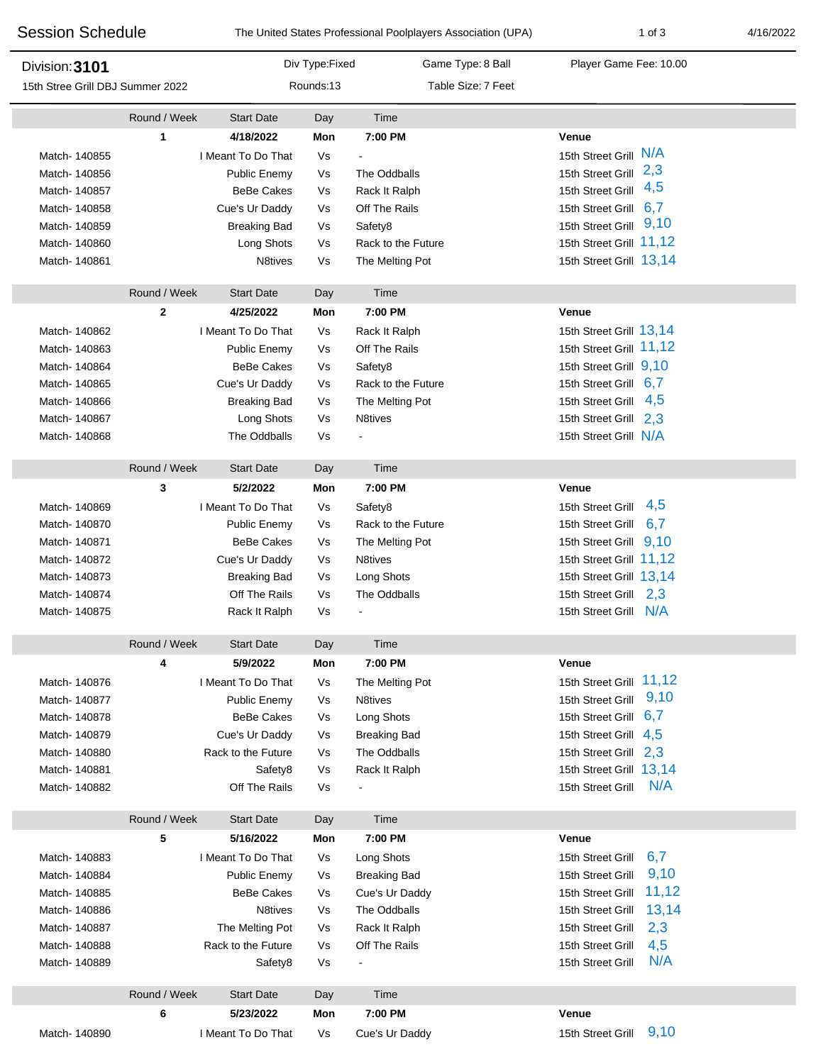# Session Schedule

The United States Professional Poolplayers Association (UPA)

4/16/2022

**Division: 3101**

15th Stree Grill DBJ Summer 2022

Div Type:Fixed | Rounds:13 | Game Type: 8 Ball | Table Size: 7 Feet | Player Game Fee: 10.00

| | Round / Week | Start Date | Day | Time | Venue | |
|---|---|---|---|---|---|---|
| | **1** | **4/18/2022** | **Mon** | **7:00 PM** | **Venue** | |
| Match- 140855 | | I Meant To Do That | Vs | - | 15th Street Grill | N/A |
| Match- 140856 | | Public Enemy | Vs | The Oddballs | 15th Street Grill | 2,3 |
| Match- 140857 | | BeBe Cakes | Vs | Rack It Ralph | 15th Street Grill | 4,5 |
| Match- 140858 | | Cue's Ur Daddy | Vs | Off The Rails | 15th Street Grill | 6,7 |
| Match- 140859 | | Breaking Bad | Vs | Safety8 | 15th Street Grill | 9,10 |
| Match- 140860 | | Long Shots | Vs | Rack to the Future | 15th Street Grill | 11,12 |
| Match- 140861 | | N8tives | Vs | The Melting Pot | 15th Street Grill | 13,14 |
| | Round / Week | Start Date | Day | Time | | |
| | **2** | **4/25/2022** | **Mon** | **7:00 PM** | **Venue** | |
| Match- 140862 | | I Meant To Do That | Vs | Rack It Ralph | 15th Street Grill | 13,14 |
| Match- 140863 | | Public Enemy | Vs | Off The Rails | 15th Street Grill | 11,12 |
| Match- 140864 | | BeBe Cakes | Vs | Safety8 | 15th Street Grill | 9,10 |
| Match- 140865 | | Cue's Ur Daddy | Vs | Rack to the Future | 15th Street Grill | 6,7 |
| Match- 140866 | | Breaking Bad | Vs | The Melting Pot | 15th Street Grill | 4,5 |
| Match- 140867 | | Long Shots | Vs | N8tives | 15th Street Grill | 2,3 |
| Match- 140868 | | The Oddballs | Vs | - | 15th Street Grill | N/A |
| | Round / Week | Start Date | Day | Time | | |
| | **3** | **5/2/2022** | **Mon** | **7:00 PM** | **Venue** | |
| Match- 140869 | | I Meant To Do That | Vs | Safety8 | 15th Street Grill | 4,5 |
| Match- 140870 | | Public Enemy | Vs | Rack to the Future | 15th Street Grill | 6,7 |
| Match- 140871 | | BeBe Cakes | Vs | The Melting Pot | 15th Street Grill | 9,10 |
| Match- 140872 | | Cue's Ur Daddy | Vs | N8tives | 15th Street Grill | 11,12 |
| Match- 140873 | | Breaking Bad | Vs | Long Shots | 15th Street Grill | 13,14 |
| Match- 140874 | | Off The Rails | Vs | The Oddballs | 15th Street Grill | 2,3 |
| Match- 140875 | | Rack It Ralph | Vs | - | 15th Street Grill | N/A |
| | Round / Week | Start Date | Day | Time | | |
| | **4** | **5/9/2022** | **Mon** | **7:00 PM** | **Venue** | |
| Match- 140876 | | I Meant To Do That | Vs | The Melting Pot | 15th Street Grill | 11,12 |
| Match- 140877 | | Public Enemy | Vs | N8tives | 15th Street Grill | 9,10 |
| Match- 140878 | | BeBe Cakes | Vs | Long Shots | 15th Street Grill | 6,7 |
| Match- 140879 | | Cue's Ur Daddy | Vs | Breaking Bad | 15th Street Grill | 4,5 |
| Match- 140880 | | Rack to the Future | Vs | The Oddballs | 15th Street Grill | 2,3 |
| Match- 140881 | | Safety8 | Vs | Rack It Ralph | 15th Street Grill | 13,14 |
| Match- 140882 | | Off The Rails | Vs | - | 15th Street Grill | N/A |
| | Round / Week | Start Date | Day | Time | | |
| | **5** | **5/16/2022** | **Mon** | **7:00 PM** | **Venue** | |
| Match- 140883 | | I Meant To Do That | Vs | Long Shots | 15th Street Grill | 6,7 |
| Match- 140884 | | Public Enemy | Vs | Breaking Bad | 15th Street Grill | 9,10 |
| Match- 140885 | | BeBe Cakes | Vs | Cue's Ur Daddy | 15th Street Grill | 11,12 |
| Match- 140886 | | N8tives | Vs | The Oddballs | 15th Street Grill | 13,14 |
| Match- 140887 | | The Melting Pot | Vs | Rack It Ralph | 15th Street Grill | 2,3 |
| Match- 140888 | | Rack to the Future | Vs | Off The Rails | 15th Street Grill | 4,5 |
| Match- 140889 | | Safety8 | Vs | - | 15th Street Grill | N/A |
| | Round / Week | Start Date | Day | Time | | |
| | **6** | **5/23/2022** | **Mon** | **7:00 PM** | **Venue** | |
| Match- 140890 | | I Meant To Do That | Vs | Cue's Ur Daddy | 15th Street Grill | 9,10 |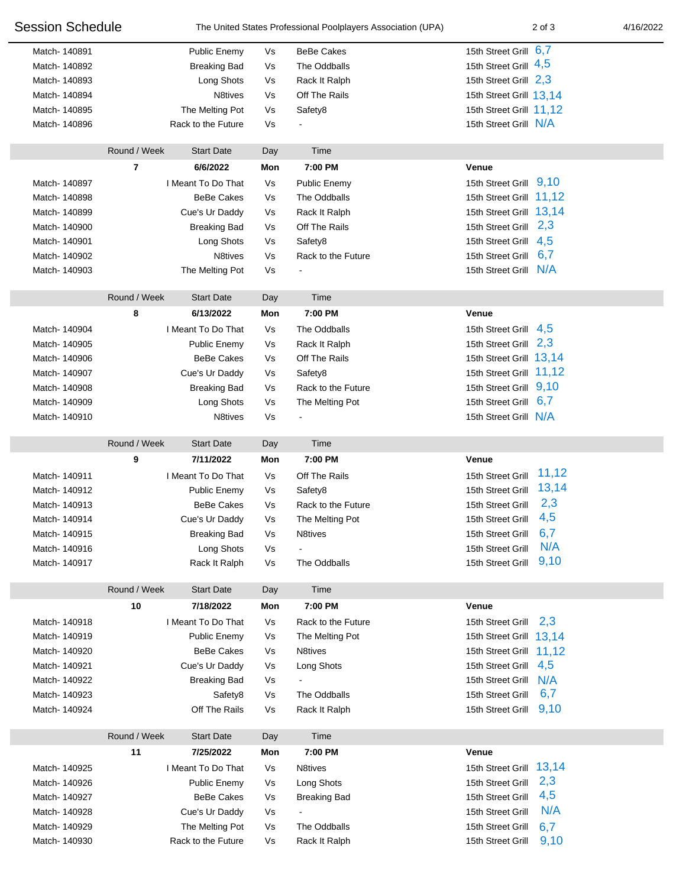| Match | Home | | Away | Venue | Tables |
|---|---|---|---|---|---|
| Match- 140891 | Public Enemy | Vs | BeBe Cakes | 15th Street Grill | 6,7 |
| Match- 140892 | Breaking Bad | Vs | The Oddballs | 15th Street Grill | 4,5 |
| Match- 140893 | Long Shots | Vs | Rack It Ralph | 15th Street Grill | 2,3 |
| Match- 140894 | N8tives | Vs | Off The Rails | 15th Street Grill | 13,14 |
| Match- 140895 | The Melting Pot | Vs | Safety8 | 15th Street Grill | 11,12 |
| Match- 140896 | Rack to the Future | Vs | - | 15th Street Grill | N/A |

| Round / Week | Start Date | Day | Time | Venue |
|---|---|---|---|---|
| 7 | 6/6/2022 | Mon | 7:00 PM | |

| Match | Home | | Away | Venue | Tables |
|---|---|---|---|---|---|
| Match- 140897 | I Meant To Do That | Vs | Public Enemy | 15th Street Grill | 9,10 |
| Match- 140898 | BeBe Cakes | Vs | The Oddballs | 15th Street Grill | 11,12 |
| Match- 140899 | Cue's Ur Daddy | Vs | Rack It Ralph | 15th Street Grill | 13,14 |
| Match- 140900 | Breaking Bad | Vs | Off The Rails | 15th Street Grill | 2,3 |
| Match- 140901 | Long Shots | Vs | Safety8 | 15th Street Grill | 4,5 |
| Match- 140902 | N8tives | Vs | Rack to the Future | 15th Street Grill | 6,7 |
| Match- 140903 | The Melting Pot | Vs | - | 15th Street Grill | N/A |

| Round / Week | Start Date | Day | Time | Venue |
|---|---|---|---|---|
| 8 | 6/13/2022 | Mon | 7:00 PM | |

| Match | Home | | Away | Venue | Tables |
|---|---|---|---|---|---|
| Match- 140904 | I Meant To Do That | Vs | The Oddballs | 15th Street Grill | 4,5 |
| Match- 140905 | Public Enemy | Vs | Rack It Ralph | 15th Street Grill | 2,3 |
| Match- 140906 | BeBe Cakes | Vs | Off The Rails | 15th Street Grill | 13,14 |
| Match- 140907 | Cue's Ur Daddy | Vs | Safety8 | 15th Street Grill | 11,12 |
| Match- 140908 | Breaking Bad | Vs | Rack to the Future | 15th Street Grill | 9,10 |
| Match- 140909 | Long Shots | Vs | The Melting Pot | 15th Street Grill | 6,7 |
| Match- 140910 | N8tives | Vs | - | 15th Street Grill | N/A |

| Round / Week | Start Date | Day | Time | Venue |
|---|---|---|---|---|
| 9 | 7/11/2022 | Mon | 7:00 PM | |

| Match | Home | | Away | Venue | Tables |
|---|---|---|---|---|---|
| Match- 140911 | I Meant To Do That | Vs | Off The Rails | 15th Street Grill | 11,12 |
| Match- 140912 | Public Enemy | Vs | Safety8 | 15th Street Grill | 13,14 |
| Match- 140913 | BeBe Cakes | Vs | Rack to the Future | 15th Street Grill | 2,3 |
| Match- 140914 | Cue's Ur Daddy | Vs | The Melting Pot | 15th Street Grill | 4,5 |
| Match- 140915 | Breaking Bad | Vs | N8tives | 15th Street Grill | 6,7 |
| Match- 140916 | Long Shots | Vs | - | 15th Street Grill | N/A |
| Match- 140917 | Rack It Ralph | Vs | The Oddballs | 15th Street Grill | 9,10 |

| Round / Week | Start Date | Day | Time | Venue |
|---|---|---|---|---|
| 10 | 7/18/2022 | Mon | 7:00 PM | |

| Match | Home | | Away | Venue | Tables |
|---|---|---|---|---|---|
| Match- 140918 | I Meant To Do That | Vs | Rack to the Future | 15th Street Grill | 2,3 |
| Match- 140919 | Public Enemy | Vs | The Melting Pot | 15th Street Grill | 13,14 |
| Match- 140920 | BeBe Cakes | Vs | N8tives | 15th Street Grill | 11,12 |
| Match- 140921 | Cue's Ur Daddy | Vs | Long Shots | 15th Street Grill | 4,5 |
| Match- 140922 | Breaking Bad | Vs | - | 15th Street Grill | N/A |
| Match- 140923 | Safety8 | Vs | The Oddballs | 15th Street Grill | 6,7 |
| Match- 140924 | Off The Rails | Vs | Rack It Ralph | 15th Street Grill | 9,10 |

| Round / Week | Start Date | Day | Time | Venue |
|---|---|---|---|---|
| 11 | 7/25/2022 | Mon | 7:00 PM | |

| Match | Home | | Away | Venue | Tables |
|---|---|---|---|---|---|
| Match- 140925 | I Meant To Do That | Vs | N8tives | 15th Street Grill | 13,14 |
| Match- 140926 | Public Enemy | Vs | Long Shots | 15th Street Grill | 2,3 |
| Match- 140927 | BeBe Cakes | Vs | Breaking Bad | 15th Street Grill | 4,5 |
| Match- 140928 | Cue's Ur Daddy | Vs | - | 15th Street Grill | N/A |
| Match- 140929 | The Melting Pot | Vs | The Oddballs | 15th Street Grill | 6,7 |
| Match- 140930 | Rack to the Future | Vs | Rack It Ralph | 15th Street Grill | 9,10 |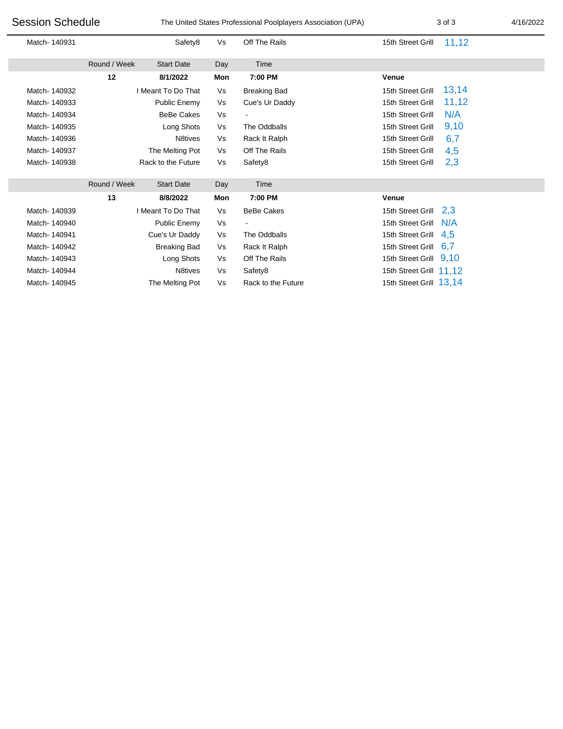# Session Schedule

The United States Professional Poolplayers Association (UPA)

4/16/2022

| | | | | | | |
|---|---|---|---|---|---|---|
| Match- 140931 | | Safety8 | Vs | Off The Rails | 15th Street Grill | 11,12 |

| | Round / Week | Start Date | Day | Time | | |
|---|---|---|---|---|---|---|
| | **12** | **8/1/2022** | **Mon** | **7:00 PM** | **Venue** | |
| Match- 140932 | | I Meant To Do That | Vs | Breaking Bad | 15th Street Grill | 13,14 |
| Match- 140933 | | Public Enemy | Vs | Cue's Ur Daddy | 15th Street Grill | 11,12 |
| Match- 140934 | | BeBe Cakes | Vs | - | 15th Street Grill | N/A |
| Match- 140935 | | Long Shots | Vs | The Oddballs | 15th Street Grill | 9,10 |
| Match- 140936 | | N8tives | Vs | Rack It Ralph | 15th Street Grill | 6,7 |
| Match- 140937 | | The Melting Pot | Vs | Off The Rails | 15th Street Grill | 4,5 |
| Match- 140938 | | Rack to the Future | Vs | Safety8 | 15th Street Grill | 2,3 |

| | Round / Week | Start Date | Day | Time | | |
|---|---|---|---|---|---|---|
| | **13** | **8/8/2022** | **Mon** | **7:00 PM** | **Venue** | |
| Match- 140939 | | I Meant To Do That | Vs | BeBe Cakes | 15th Street Grill | 2,3 |
| Match- 140940 | | Public Enemy | Vs | - | 15th Street Grill | N/A |
| Match- 140941 | | Cue's Ur Daddy | Vs | The Oddballs | 15th Street Grill | 4,5 |
| Match- 140942 | | Breaking Bad | Vs | Rack It Ralph | 15th Street Grill | 6,7 |
| Match- 140943 | | Long Shots | Vs | Off The Rails | 15th Street Grill | 9,10 |
| Match- 140944 | | N8tives | Vs | Safety8 | 15th Street Grill | 11,12 |
| Match- 140945 | | The Melting Pot | Vs | Rack to the Future | 15th Street Grill | 13,14 |